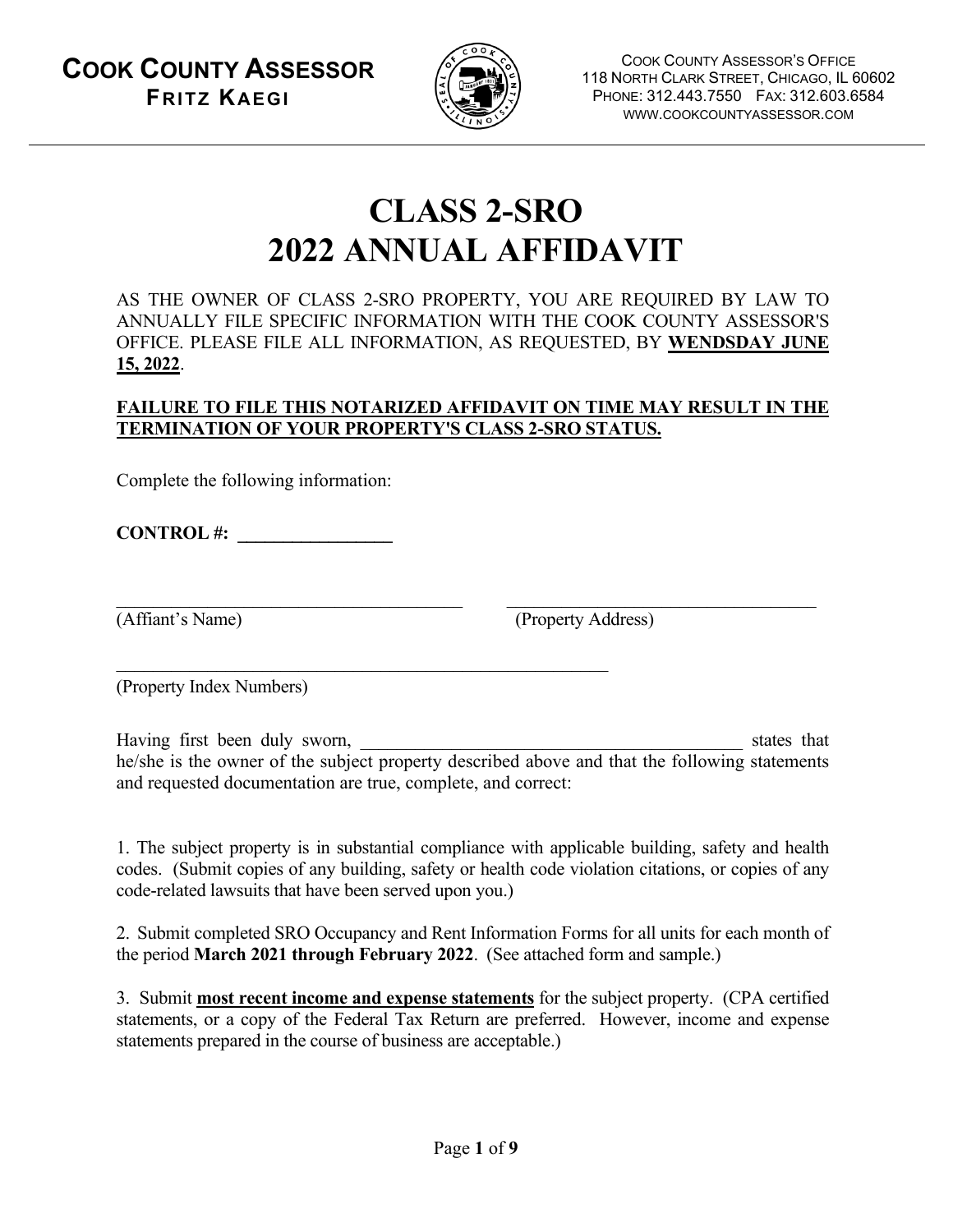**COOK COUNTY ASSESSOR**
**FRITZ KAEGI**

COOK COUNTY ASSESSOR'S OFFICE
118 NORTH CLARK STREET, CHICAGO, IL 60602
PHONE: 312.443.7550 FAX: 312.603.6584
WWW.COOKCOUNTYASSESSOR.COM

# CLASS 2-SRO
# 2022 ANNUAL AFFIDAVIT

AS THE OWNER OF CLASS 2-SRO PROPERTY, YOU ARE REQUIRED BY LAW TO ANNUALLY FILE SPECIFIC INFORMATION WITH THE COOK COUNTY ASSESSOR'S OFFICE. PLEASE FILE ALL INFORMATION, AS REQUESTED, BY **WENDSDAY JUNE 15, 2022**.

**FAILURE TO FILE THIS NOTARIZED AFFIDAVIT ON TIME MAY RESULT IN THE TERMINATION OF YOUR PROPERTY'S CLASS 2-SRO STATUS.**

Complete the following information:

**CONTROL #: ________________**

______________________________________ ______________________________________
(Affiant's Name) (Property Address)

________________________________________________________
(Property Index Numbers)

Having first been duly sworn, __________________________________________ states that he/she is the owner of the subject property described above and that the following statements and requested documentation are true, complete, and correct:

1. The subject property is in substantial compliance with applicable building, safety and health codes. (Submit copies of any building, safety or health code violation citations, or copies of any code-related lawsuits that have been served upon you.)

2. Submit completed SRO Occupancy and Rent Information Forms for all units for each month of the period **March 2021 through February 2022**. (See attached form and sample.)

3. Submit **most recent income and expense statements** for the subject property. (CPA certified statements, or a copy of the Federal Tax Return are preferred. However, income and expense statements prepared in the course of business are acceptable.)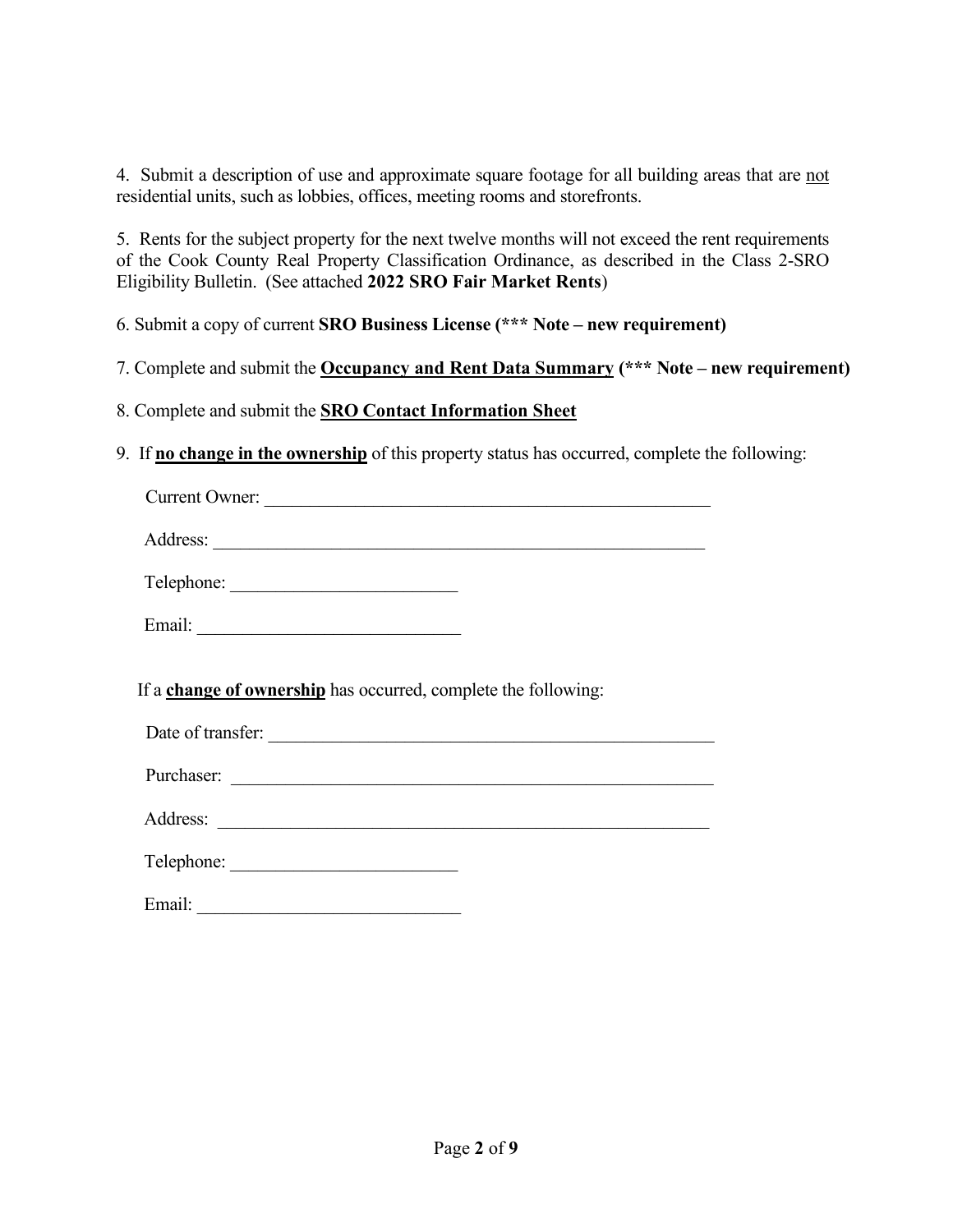4. Submit a description of use and approximate square footage for all building areas that are <u>not</u> residential units, such as lobbies, offices, meeting rooms and storefronts.

5. Rents for the subject property for the next twelve months will not exceed the rent requirements of the Cook County Real Property Classification Ordinance, as described in the Class 2-SRO Eligibility Bulletin. (See attached **2022 SRO Fair Market Rents**)

6. Submit a copy of current **SRO Business License (*** Note – new requirement)**

7. Complete and submit the **<u>Occupancy and Rent Data Summary</u> (*** Note – new requirement)**

8. Complete and submit the **<u>SRO Contact Information Sheet</u>**

9. If **<u>no change in the ownership</u>** of this property status has occurred, complete the following:

Current Owner: ____________________________________________________

Address: _________________________________________________________

Telephone: _________________________

Email: ____________________________

If a **<u>change of ownership</u>** has occurred, complete the following:

Date of transfer: ___________________________________________________

Purchaser: _______________________________________________________

Address: _________________________________________________________

Telephone: _________________________

Email: ____________________________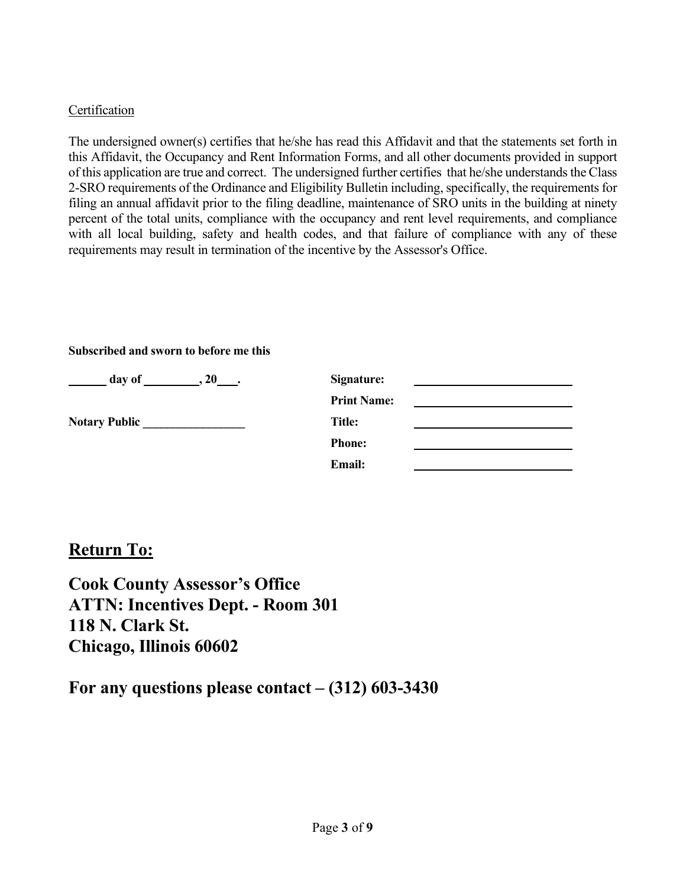Certification

The undersigned owner(s) certifies that he/she has read this Affidavit and that the statements set forth in this Affidavit, the Occupancy and Rent Information Forms, and all other documents provided in support of this application are true and correct. The undersigned further certifies that he/she understands the Class 2-SRO requirements of the Ordinance and Eligibility Bulletin including, specifically, the requirements for filing an annual affidavit prior to the filing deadline, maintenance of SRO units in the building at ninety percent of the total units, compliance with the occupancy and rent level requirements, and compliance with all local building, safety and health codes, and that failure of compliance with any of these requirements may result in termination of the incentive by the Assessor's Office.

**Subscribed and sworn to before me this**

**______ day of _________, 20___.**

**Notary Public _________________**

**Signature:** ______________________

**Print Name:** ______________________

**Title:** ______________________

**Phone:** ______________________

**Email:** ______________________

## Return To:

## Cook County Assessor's Office
## ATTN: Incentives Dept. - Room 301
## 118 N. Clark St.
## Chicago, Illinois 60602

## For any questions please contact – (312) 603-3430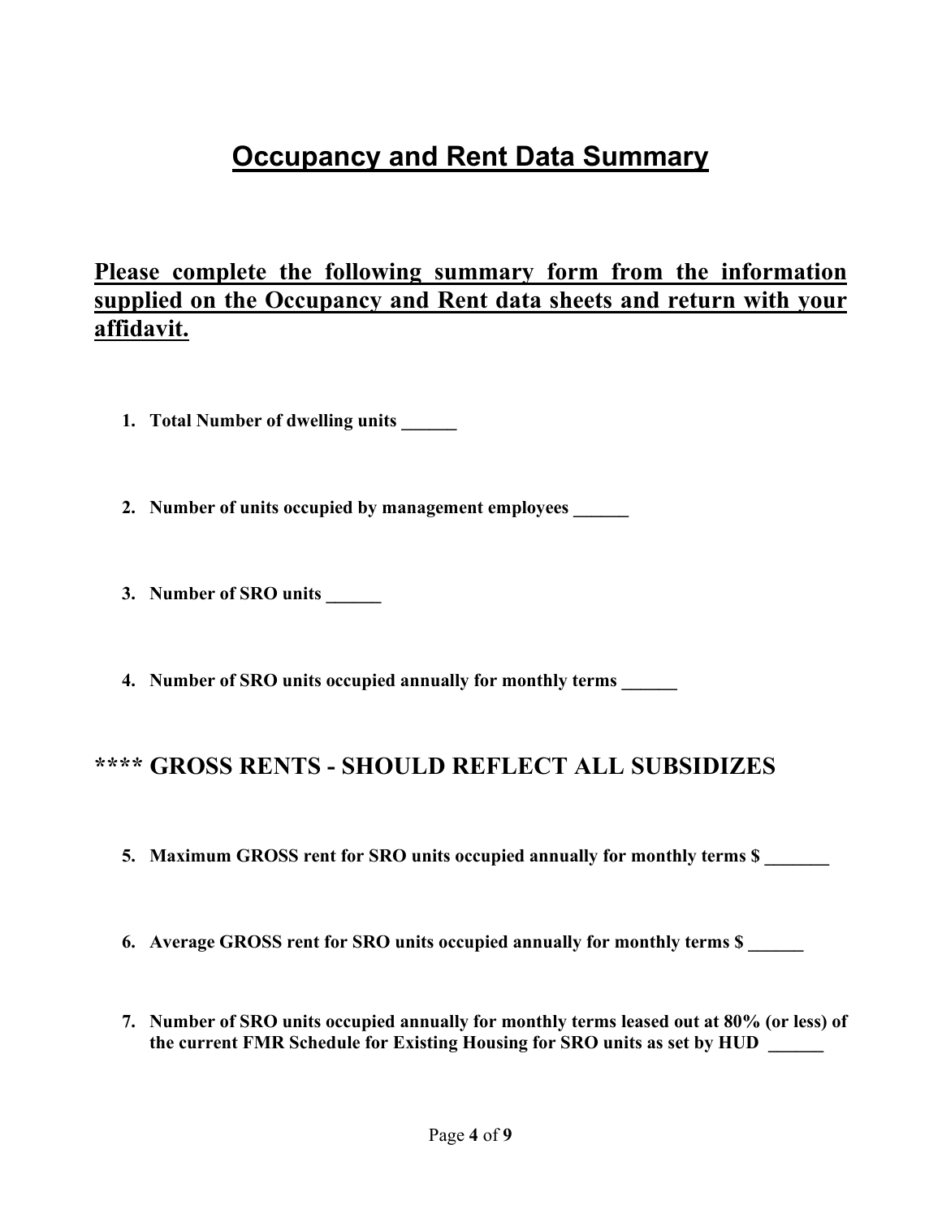# Occupancy and Rent Data Summary

**Please complete the following summary form from the information supplied on the Occupancy and Rent data sheets and return with your affidavit.**

1. **Total Number of dwelling units ______**

2. **Number of units occupied by management employees ______**

3. **Number of SRO units ______**

4. **Number of SRO units occupied annually for monthly terms ______**

## **** GROSS RENTS - SHOULD REFLECT ALL SUBSIDIZES

5. **Maximum GROSS rent for SRO units occupied annually for monthly terms $ _______**

6. **Average GROSS rent for SRO units occupied annually for monthly terms $ ______**

7. **Number of SRO units occupied annually for monthly terms leased out at 80% (or less) of the current FMR Schedule for Existing Housing for SRO units as set by HUD ______**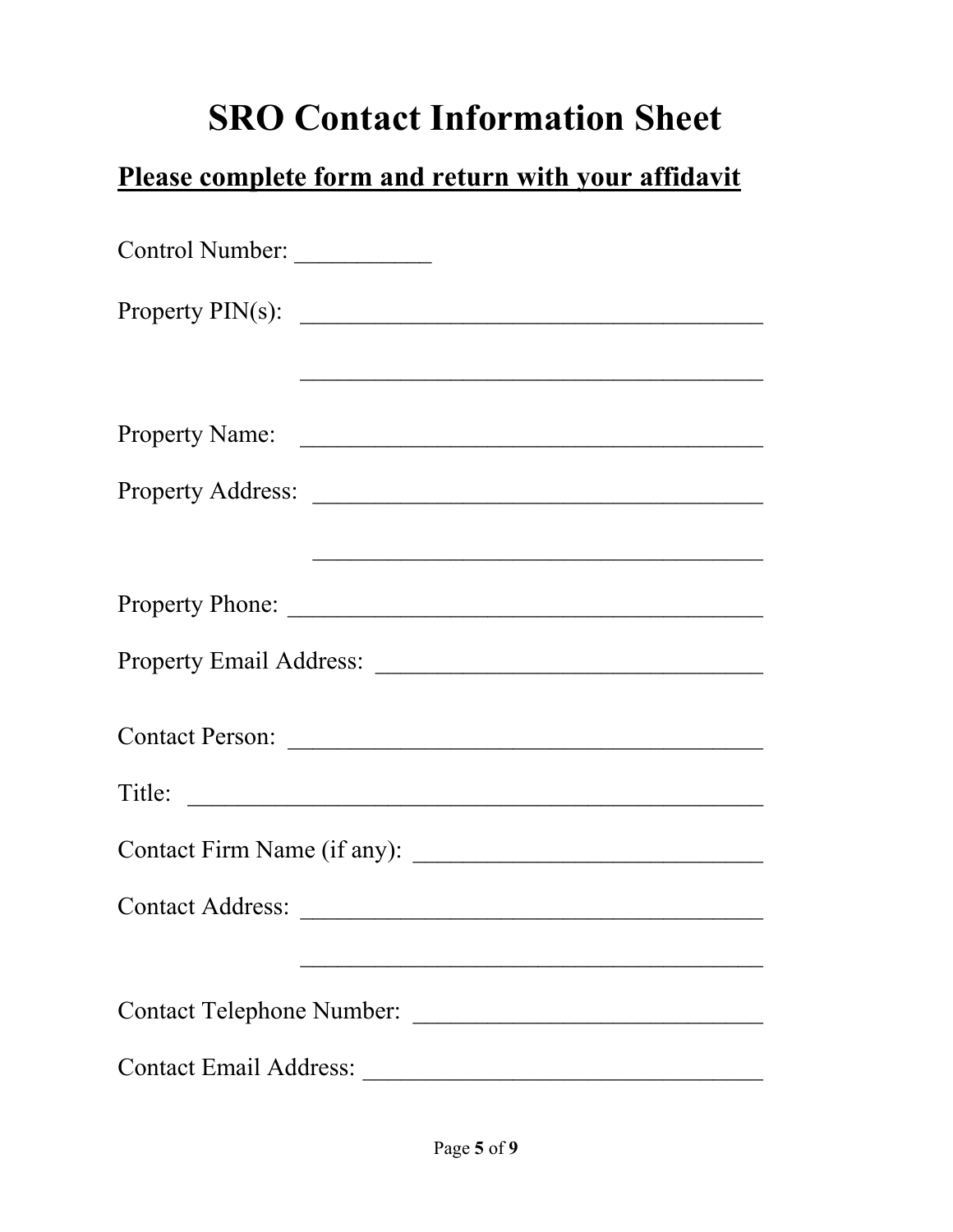# SRO Contact Information Sheet

## Please complete form and return with your affidavit

Control Number: ___________

Property PIN(s): ______________________________________

______________________________________

Property Name: ______________________________________

Property Address: _____________________________________

_____________________________________

Property Phone: _______________________________________

Property Email Address: _______________________________

Contact Person: _______________________________________

Title: _______________________________________________

Contact Firm Name (if any): ____________________________

Contact Address: ______________________________________

______________________________________

Contact Telephone Number: _____________________________

Contact Email Address: ________________________________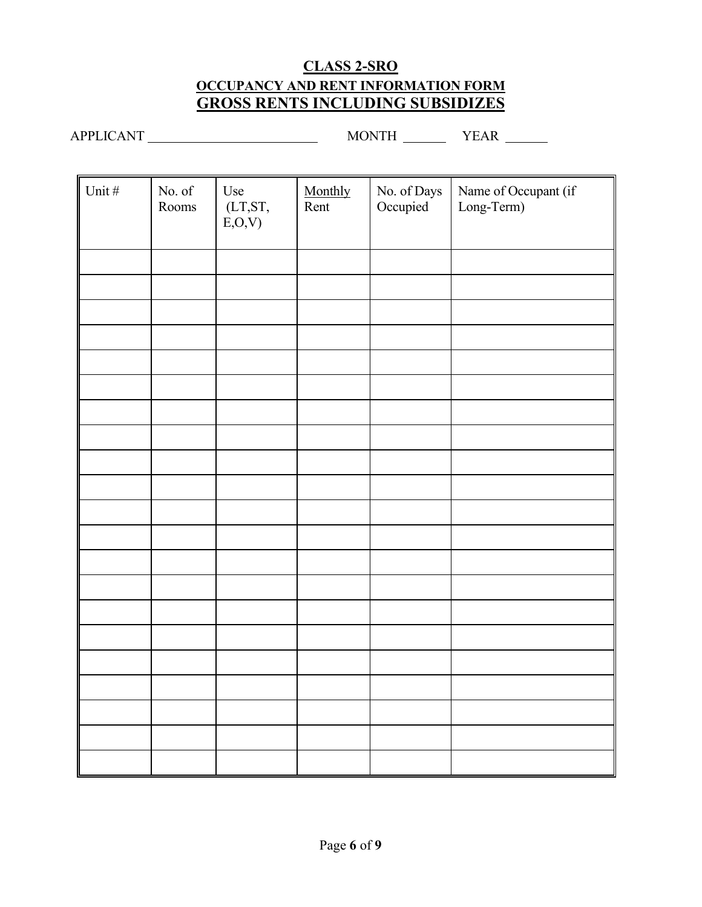# CLASS 2-SRO

## OCCUPANCY AND RENT INFORMATION FORM

## GROSS RENTS INCLUDING SUBSIDIZES

APPLICANT _________________________ MONTH ______ YEAR ______

| Unit # | No. of Rooms | Use (LT,ST, E,O,V) | Monthly Rent | No. of Days Occupied | Name of Occupant (if Long-Term) |
|---|---|---|---|---|---|
| | | | | | |
| | | | | | |
| | | | | | |
| | | | | | |
| | | | | | |
| | | | | | |
| | | | | | |
| | | | | | |
| | | | | | |
| | | | | | |
| | | | | | |
| | | | | | |
| | | | | | |
| | | | | | |
| | | | | | |
| | | | | | |
| | | | | | |
| | | | | | |
| | | | | | |
| | | | | | |
| | | | | | |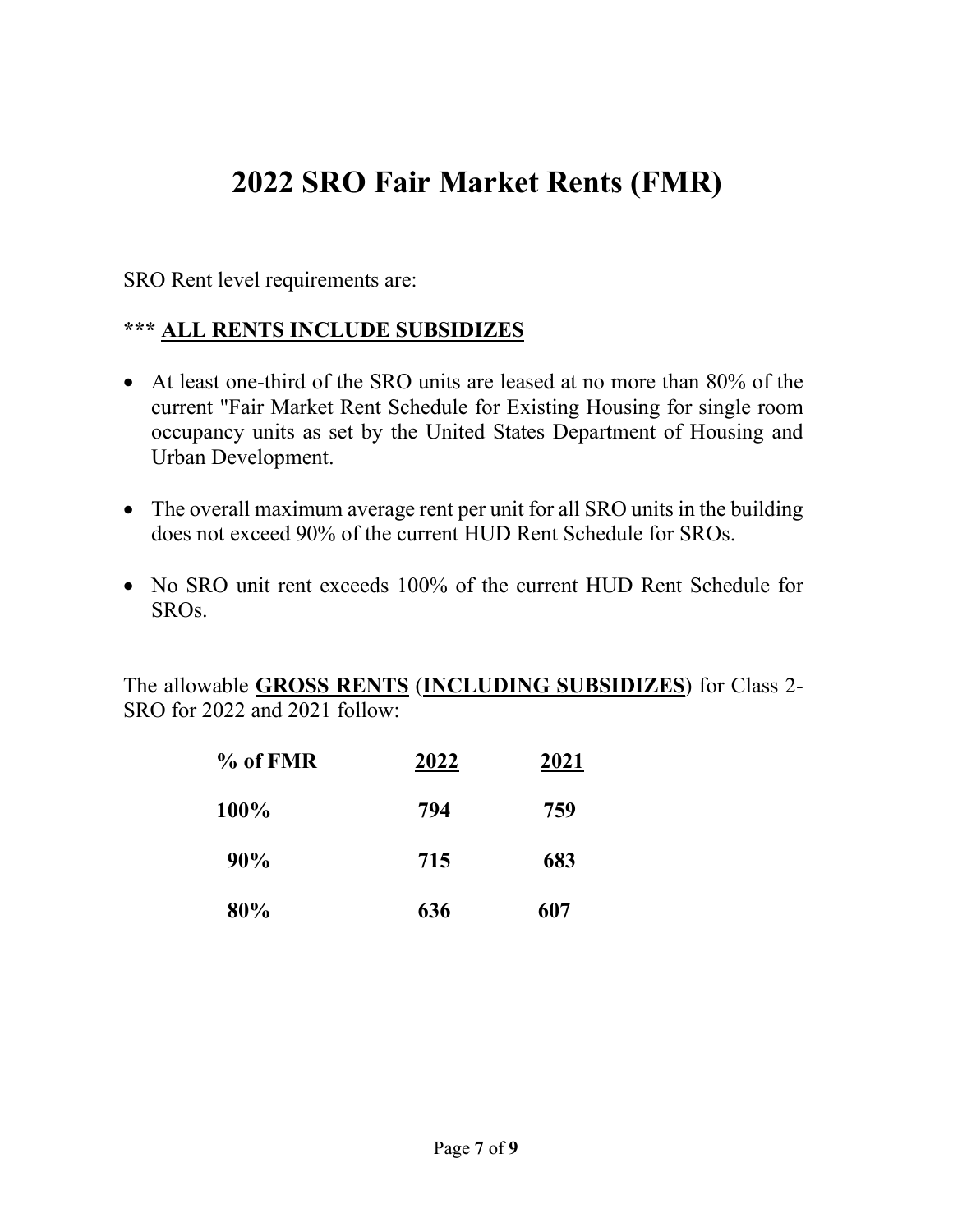# 2022 SRO Fair Market Rents (FMR)

SRO Rent level requirements are:

**\*\*\* <u>ALL RENTS INCLUDE SUBSIDIZES</u>**

- At least one-third of the SRO units are leased at no more than 80% of the current "Fair Market Rent Schedule for Existing Housing for single room occupancy units as set by the United States Department of Housing and Urban Development.
- The overall maximum average rent per unit for all SRO units in the building does not exceed 90% of the current HUD Rent Schedule for SROs.
- No SRO unit rent exceeds 100% of the current HUD Rent Schedule for SROs.

The allowable **<u>GROSS RENTS</u>** (**<u>INCLUDING SUBSIDIZES</u>**) for Class 2-SRO for 2022 and 2021 follow:

| % of FMR | 2022 | 2021 |
|---|---|---|
| **100%** | **794** | **759** |
| **90%** | **715** | **683** |
| **80%** | **636** | **607** |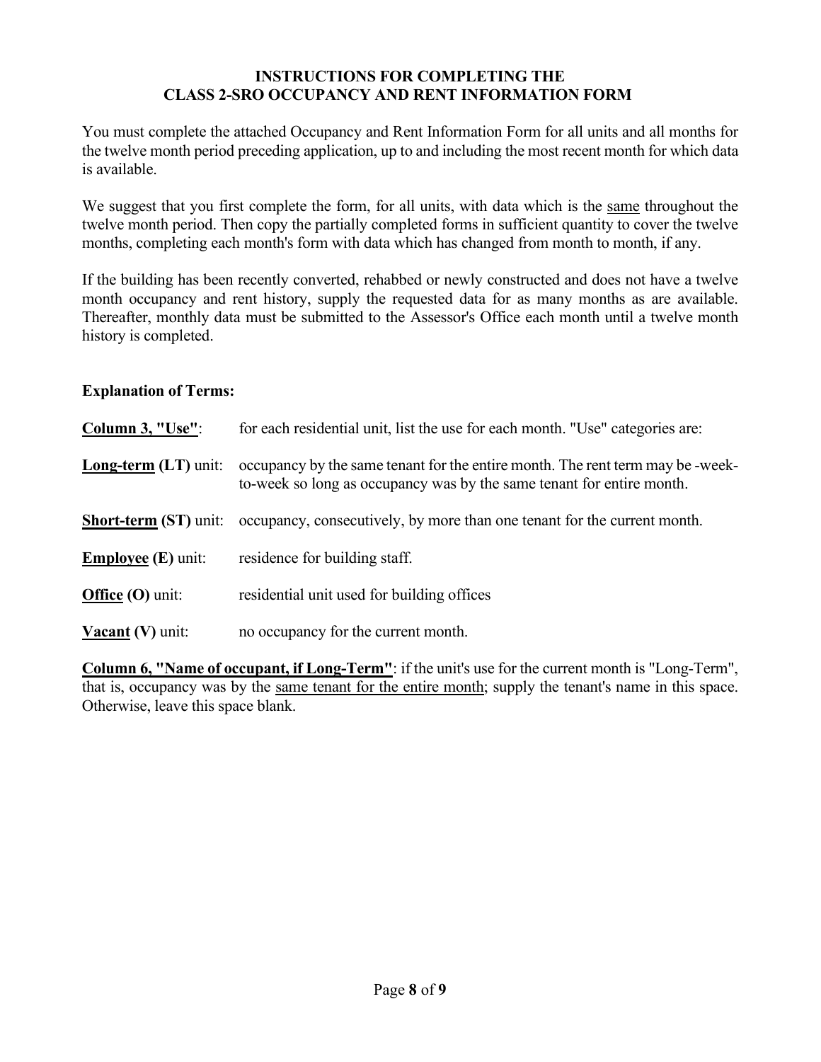# INSTRUCTIONS FOR COMPLETING THE CLASS 2-SRO OCCUPANCY AND RENT INFORMATION FORM

You must complete the attached Occupancy and Rent Information Form for all units and all months for the twelve month period preceding application, up to and including the most recent month for which data is available.

We suggest that you first complete the form, for all units, with data which is the <u>same</u> throughout the twelve month period. Then copy the partially completed forms in sufficient quantity to cover the twelve months, completing each month's form with data which has changed from month to month, if any.

If the building has been recently converted, rehabbed or newly constructed and does not have a twelve month occupancy and rent history, supply the requested data for as many months as are available. Thereafter, monthly data must be submitted to the Assessor's Office each month until a twelve month history is completed.

**Explanation of Terms:**

**<u>Column 3, "Use"</u>**: for each residential unit, list the use for each month. "Use" categories are:

**<u>Long-term</u> (LT)** unit: occupancy by the same tenant for the entire month. The rent term may be -week-to-week so long as occupancy was by the same tenant for entire month.

**<u>Short-term</u> (ST)** unit: occupancy, consecutively, by more than one tenant for the current month.

**<u>Employee</u> (E)** unit: residence for building staff.

**<u>Office</u> (O)** unit: residential unit used for building offices

**<u>Vacant</u> (V)** unit: no occupancy for the current month.

**<u>Column 6, "Name of occupant, if Long-Term"</u>**: if the unit's use for the current month is "Long-Term", that is, occupancy was by the <u>same tenant for the entire month</u>; supply the tenant's name in this space. Otherwise, leave this space blank.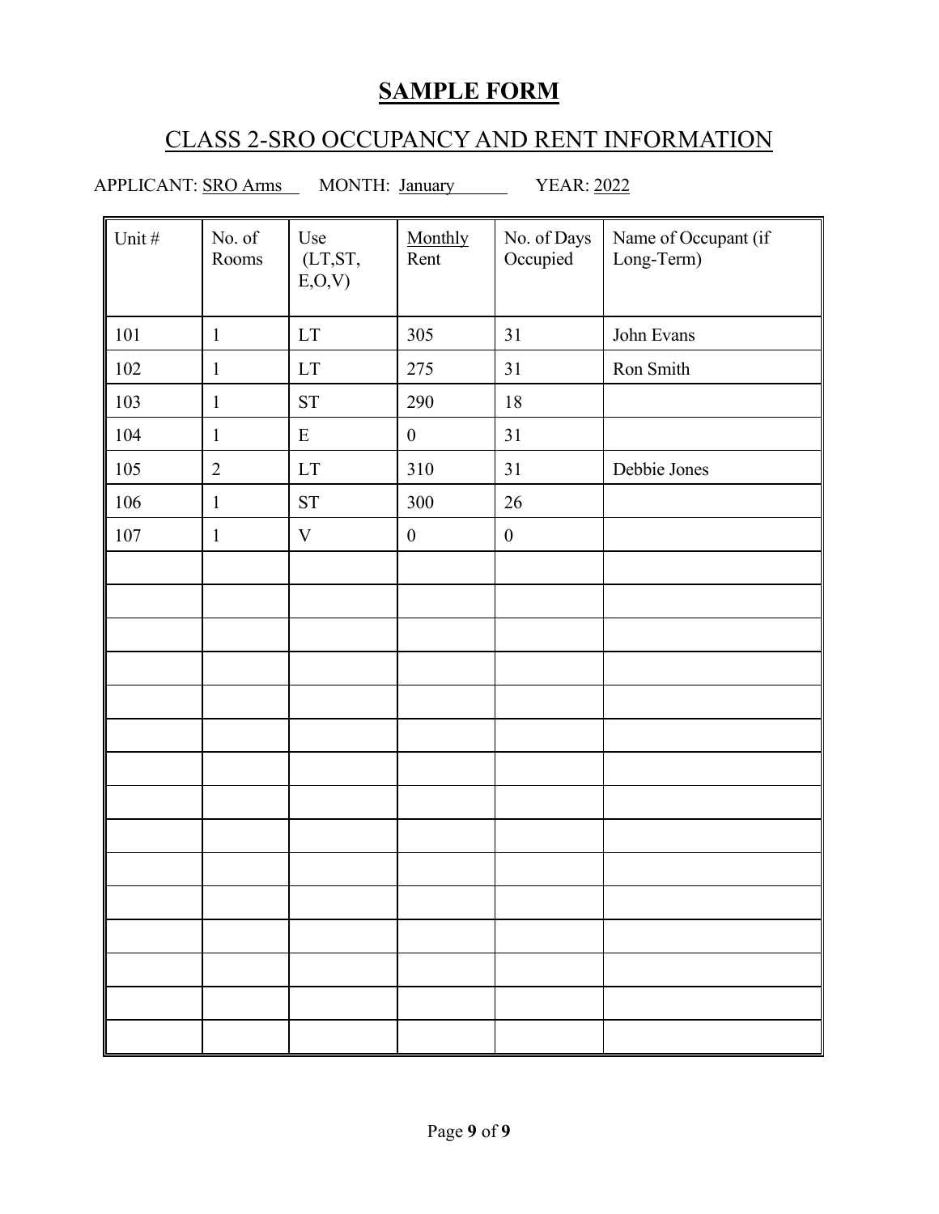# SAMPLE FORM

## CLASS 2-SRO OCCUPANCY AND RENT INFORMATION

APPLICANT: SRO Arms MONTH: January YEAR: 2022

| Unit # | No. of Rooms | Use (LT,ST, E,O,V) | Monthly Rent | No. of Days Occupied | Name of Occupant (if Long-Term) |
|---|---|---|---|---|---|
| 101 | 1 | LT | 305 | 31 | John Evans |
| 102 | 1 | LT | 275 | 31 | Ron Smith |
| 103 | 1 | ST | 290 | 18 | |
| 104 | 1 | E | 0 | 31 | |
| 105 | 2 | LT | 310 | 31 | Debbie Jones |
| 106 | 1 | ST | 300 | 26 | |
| 107 | 1 | V | 0 | 0 | |
| | | | | | |
| | | | | | |
| | | | | | |
| | | | | | |
| | | | | | |
| | | | | | |
| | | | | | |
| | | | | | |
| | | | | | |
| | | | | | |
| | | | | | |
| | | | | | |
| | | | | | |
| | | | | | |
| | | | | | |
| | | | | | |